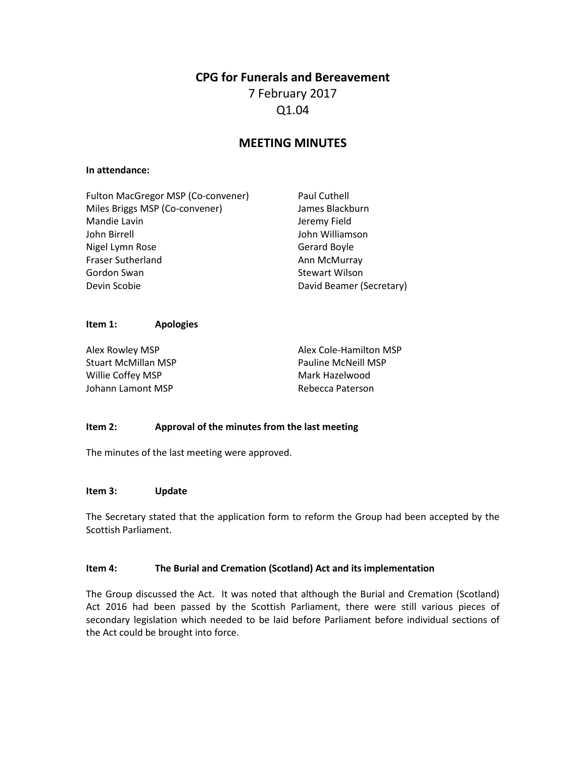# CPG for Funerals and Bereavement

7 February 2017

Q1.04

## MEETING MINUTES

**In attendance:**

Fulton MacGregor MSP (Co-convener)
Miles Briggs MSP (Co-convener)
Mandie Lavin
John Birrell
Nigel Lymn Rose
Fraser Sutherland
Gordon Swan
Devin Scobie
Paul Cuthell
James Blackburn
Jeremy Field
John Williamson
Gerard Boyle
Ann McMurray
Stewart Wilson
David Beamer (Secretary)

**Item 1: Apologies**

Alex Rowley MSP
Stuart McMillan MSP
Willie Coffey MSP
Johann Lamont MSP
Alex Cole-Hamilton MSP
Pauline McNeill MSP
Mark Hazelwood
Rebecca Paterson

**Item 2: Approval of the minutes from the last meeting**

The minutes of the last meeting were approved.

**Item 3: Update**

The Secretary stated that the application form to reform the Group had been accepted by the Scottish Parliament.

**Item 4: The Burial and Cremation (Scotland) Act and its implementation**

The Group discussed the Act. It was noted that although the Burial and Cremation (Scotland) Act 2016 had been passed by the Scottish Parliament, there were still various pieces of secondary legislation which needed to be laid before Parliament before individual sections of the Act could be brought into force.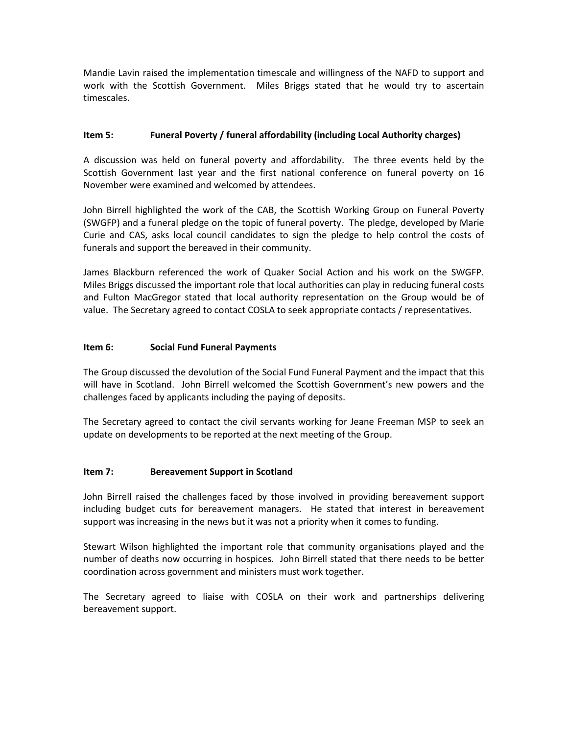Mandie Lavin raised the implementation timescale and willingness of the NAFD to support and work with the Scottish Government. Miles Briggs stated that he would try to ascertain timescales.

**Item 5: Funeral Poverty / funeral affordability (including Local Authority charges)**

A discussion was held on funeral poverty and affordability. The three events held by the Scottish Government last year and the first national conference on funeral poverty on 16 November were examined and welcomed by attendees.

John Birrell highlighted the work of the CAB, the Scottish Working Group on Funeral Poverty (SWGFP) and a funeral pledge on the topic of funeral poverty. The pledge, developed by Marie Curie and CAS, asks local council candidates to sign the pledge to help control the costs of funerals and support the bereaved in their community.

James Blackburn referenced the work of Quaker Social Action and his work on the SWGFP. Miles Briggs discussed the important role that local authorities can play in reducing funeral costs and Fulton MacGregor stated that local authority representation on the Group would be of value. The Secretary agreed to contact COSLA to seek appropriate contacts / representatives.

**Item 6: Social Fund Funeral Payments**

The Group discussed the devolution of the Social Fund Funeral Payment and the impact that this will have in Scotland. John Birrell welcomed the Scottish Government's new powers and the challenges faced by applicants including the paying of deposits.

The Secretary agreed to contact the civil servants working for Jeane Freeman MSP to seek an update on developments to be reported at the next meeting of the Group.

**Item 7: Bereavement Support in Scotland**

John Birrell raised the challenges faced by those involved in providing bereavement support including budget cuts for bereavement managers. He stated that interest in bereavement support was increasing in the news but it was not a priority when it comes to funding.

Stewart Wilson highlighted the important role that community organisations played and the number of deaths now occurring in hospices. John Birrell stated that there needs to be better coordination across government and ministers must work together.

The Secretary agreed to liaise with COSLA on their work and partnerships delivering bereavement support.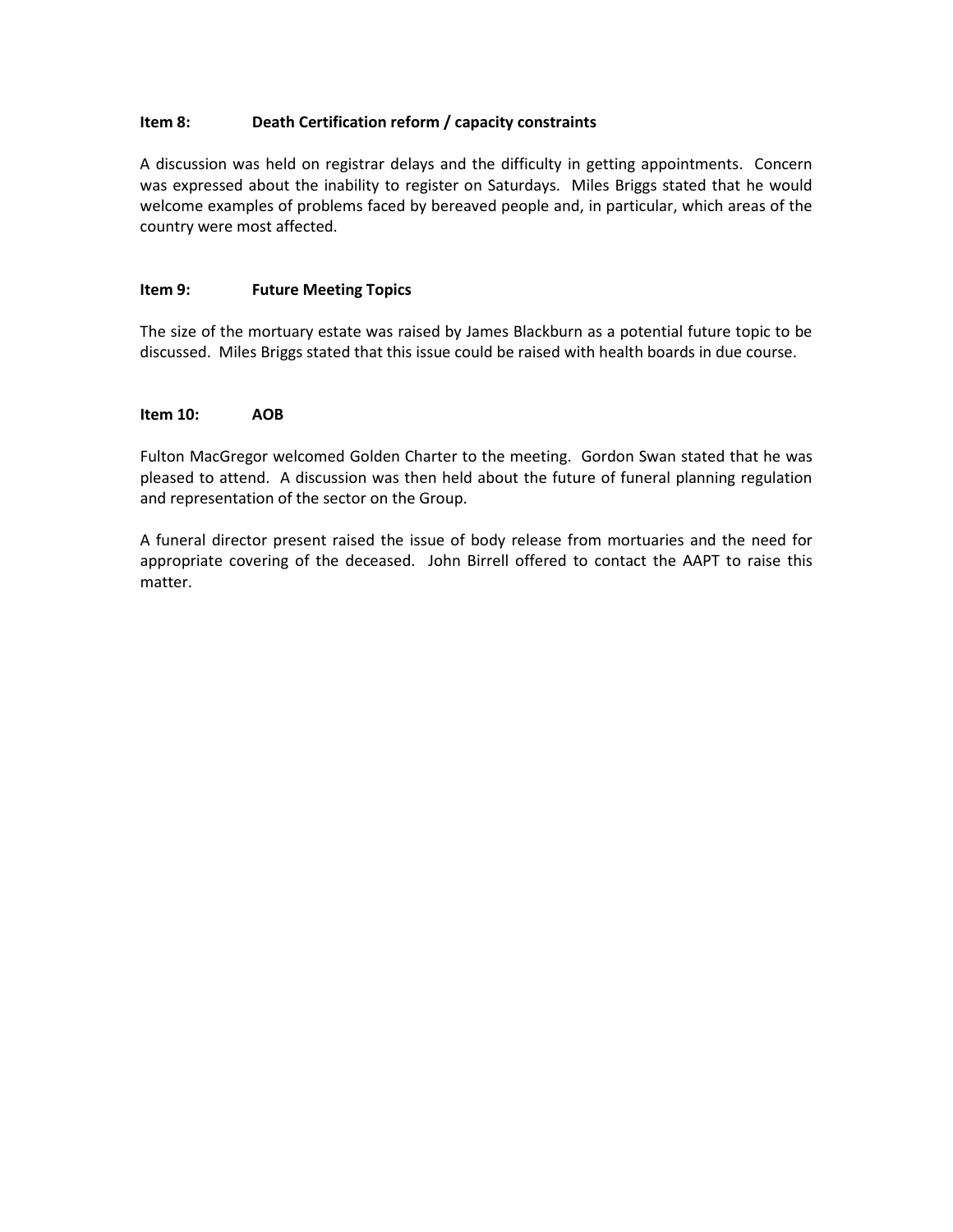**Item 8: Death Certification reform / capacity constraints**

A discussion was held on registrar delays and the difficulty in getting appointments. Concern was expressed about the inability to register on Saturdays. Miles Briggs stated that he would welcome examples of problems faced by bereaved people and, in particular, which areas of the country were most affected.

**Item 9: Future Meeting Topics**

The size of the mortuary estate was raised by James Blackburn as a potential future topic to be discussed. Miles Briggs stated that this issue could be raised with health boards in due course.

**Item 10: AOB**

Fulton MacGregor welcomed Golden Charter to the meeting. Gordon Swan stated that he was pleased to attend. A discussion was then held about the future of funeral planning regulation and representation of the sector on the Group.

A funeral director present raised the issue of body release from mortuaries and the need for appropriate covering of the deceased. John Birrell offered to contact the AAPT to raise this matter.